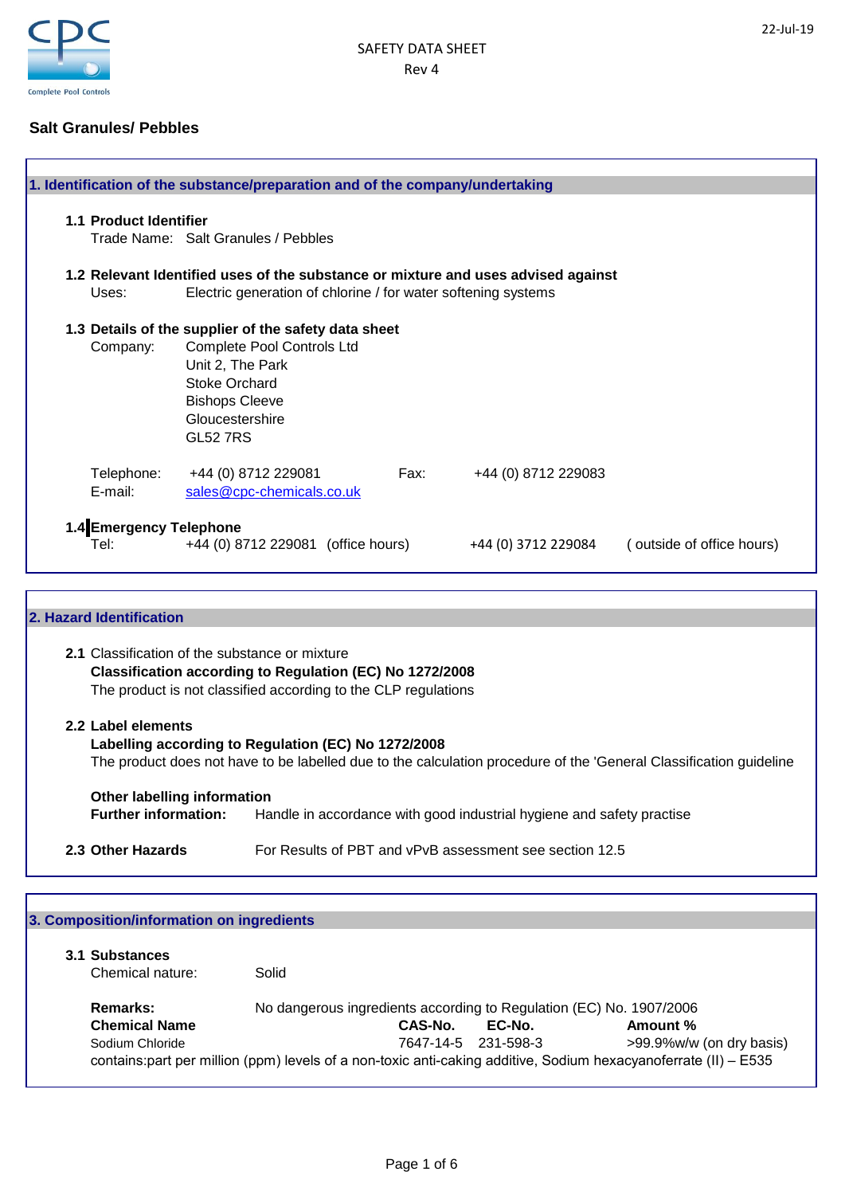22-Jul-19

SAFETY DATA SHEET
Rev 4

## Salt Granules/ Pebbles

### 1. Identification of the substance/preparation and of the company/undertaking

**1.1 Product Identifier**

Trade Name: Salt Granules / Pebbles

**1.2 Relevant Identified uses of the substance or mixture and uses advised against**

Uses: Electric generation of chlorine / for water softening systems

**1.3 Details of the supplier of the safety data sheet**

Company: Complete Pool Controls Ltd
Unit 2, The Park
Stoke Orchard
Bishops Cleeve
Gloucestershire
GL52 7RS

Telephone: +44 (0) 8712 229081 Fax: +44 (0) 8712 229083
E-mail: sales@cpc-chemicals.co.uk

**1.4 Emergency Telephone**

Tel: +44 (0) 8712 229081 (office hours) +44 (0) 3712 229084 ( outside of office hours)

### 2. Hazard Identification

**2.1** Classification of the substance or mixture

**Classification according to Regulation (EC) No 1272/2008**

The product is not classified according to the CLP regulations

**2.2 Label elements**

**Labelling according to Regulation (EC) No 1272/2008**

The product does not have to be labelled due to the calculation procedure of the 'General Classification guideline

**Other labelling information**

**Further information:** Handle in accordance with good industrial hygiene and safety practise

**2.3 Other Hazards** For Results of PBT and vPvB assessment see section 12.5

### 3. Composition/information on ingredients

**3.1 Substances**

Chemical nature: Solid

**Remarks:** No dangerous ingredients according to Regulation (EC) No. 1907/2006

| Chemical Name | CAS-No. | EC-No. | Amount % |
|---|---|---|---|
| Sodium Chloride | 7647-14-5 | 231-598-3 | >99.9%w/w (on dry basis) |

contains:part per million (ppm) levels of a non-toxic anti-caking additive, Sodium hexacyanoferrate (II) – E535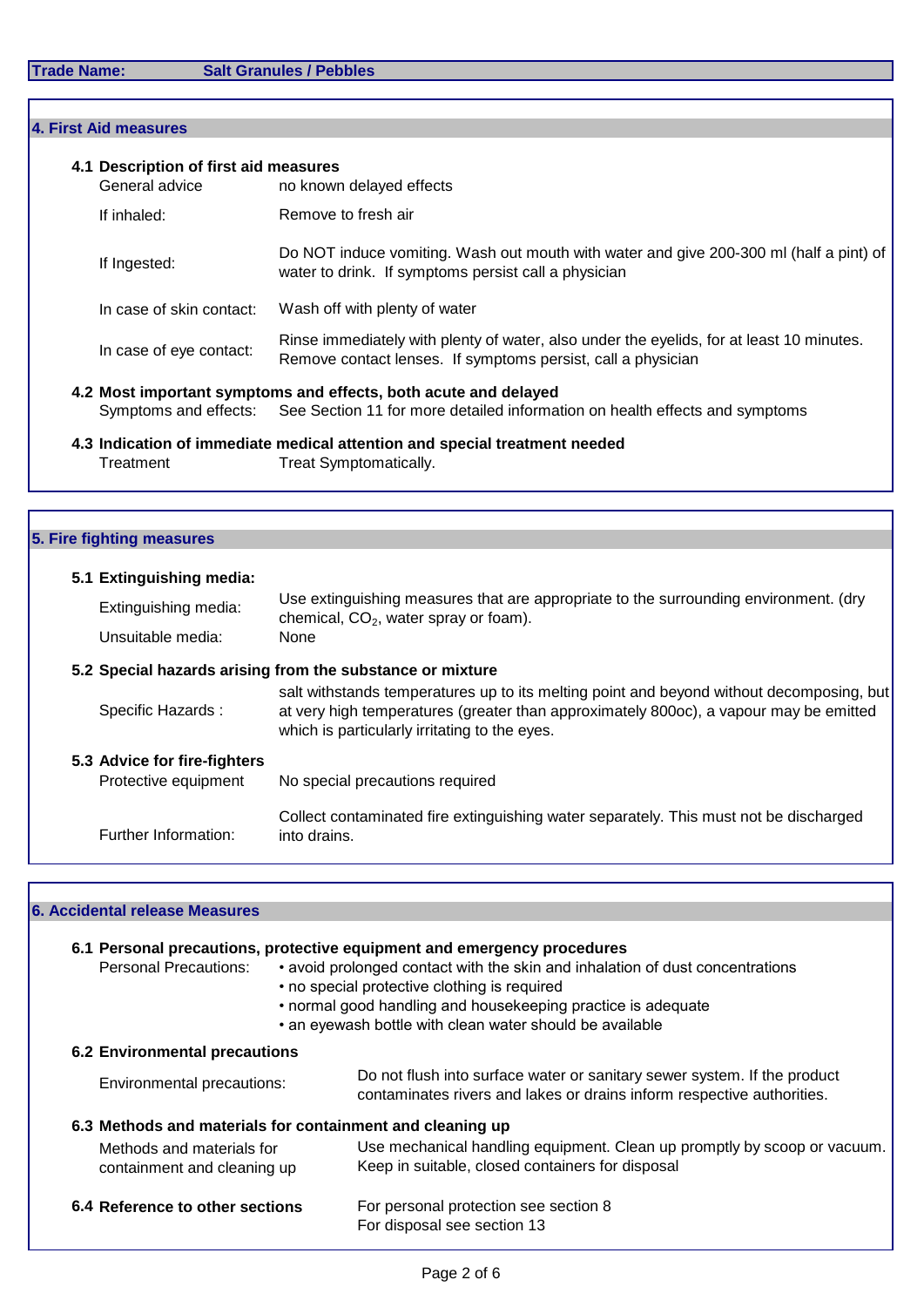**Trade Name:** Salt Granules / Pebbles

## 4. First Aid measures

### 4.1 Description of first aid measures

| | |
|---|---|
| General advice | no known delayed effects |
| If inhaled: | Remove to fresh air |
| If Ingested: | Do NOT induce vomiting. Wash out mouth with water and give 200-300 ml (half a pint) of water to drink. If symptoms persist call a physician |
| In case of skin contact: | Wash off with plenty of water |
| In case of eye contact: | Rinse immediately with plenty of water, also under the eyelids, for at least 10 minutes. Remove contact lenses. If symptoms persist, call a physician |

### 4.2 Most important symptoms and effects, both acute and delayed

| | |
|---|---|
| Symptoms and effects: | See Section 11 for more detailed information on health effects and symptoms |

### 4.3 Indication of immediate medical attention and special treatment needed

| | |
|---|---|
| Treatment | Treat Symptomatically. |

## 5. Fire fighting measures

### 5.1 Extinguishing media:

| | |
|---|---|
| Extinguishing media: | Use extinguishing measures that are appropriate to the surrounding environment. (dry chemical, $CO_2$, water spray or foam). |
| Unsuitable media: | None |

### 5.2 Special hazards arising from the substance or mixture

| | |
|---|---|
| Specific Hazards : | salt withstands temperatures up to its melting point and beyond without decomposing, but at very high temperatures (greater than approximately 800oc), a vapour may be emitted which is particularly irritating to the eyes. |

### 5.3 Advice for fire-fighters

| | |
|---|---|
| Protective equipment | No special precautions required |
| Further Information: | Collect contaminated fire extinguishing water separately. This must not be discharged into drains. |

## 6. Accidental release Measures

### 6.1 Personal precautions, protective equipment and emergency procedures

Personal Precautions:

- avoid prolonged contact with the skin and inhalation of dust concentrations
- no special protective clothing is required
- normal good handling and housekeeping practice is adequate
- an eyewash bottle with clean water should be available

### 6.2 Environmental precautions

| | |
|---|---|
| Environmental precautions: | Do not flush into surface water or sanitary sewer system. If the product contaminates rivers and lakes or drains inform respective authorities. |

### 6.3 Methods and materials for containment and cleaning up

| | |
|---|---|
| Methods and materials for containment and cleaning up | Use mechanical handling equipment. Clean up promptly by scoop or vacuum. Keep in suitable, closed containers for disposal |

### 6.4 Reference to other sections

For personal protection see section 8
For disposal see section 13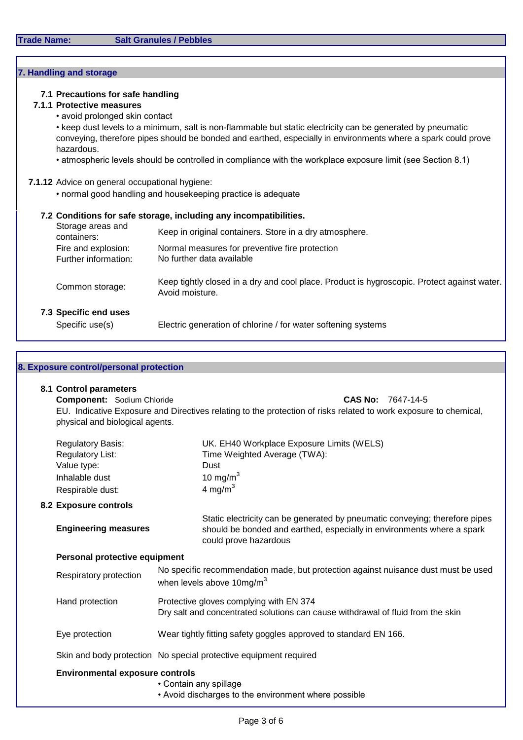**Trade Name:** Salt Granules / Pebbles

## 7. Handling and storage

### 7.1 Precautions for safe handling

#### 7.1.1 Protective measures

- avoid prolonged skin contact
- keep dust levels to a minimum, salt is non-flammable but static electricity can be generated by pneumatic conveying, therefore pipes should be bonded and earthed, especially in environments where a spark could prove hazardous.
- atmospheric levels should be controlled in compliance with the workplace exposure limit (see Section 8.1)

**7.1.12** Advice on general occupational hygiene:

- normal good handling and housekeeping practice is adequate

### 7.2 Conditions for safe storage, including any incompatibilities.

| | |
|---|---|
| Storage areas and containers: | Keep in original containers. Store in a dry atmosphere. |
| Fire and explosion: | Normal measures for preventive fire protection |
| Further information: | No further data available |
| Common storage: | Keep tightly closed in a dry and cool place. Product is hygroscopic. Protect against water. Avoid moisture. |

### 7.3 Specific end uses

| | |
|---|---|
| Specific use(s) | Electric generation of chlorine / for water softening systems |

## 8. Exposure control/personal protection

### 8.1 Control parameters

**Component:** Sodium Chloride **CAS No:** 7647-14-5

EU. Indicative Exposure and Directives relating to the protection of risks related to work exposure to chemical, physical and biological agents.

| | |
|---|---|
| Regulatory Basis: | UK. EH40 Workplace Exposure Limits (WELS) |
| Regulatory List: | Time Weighted Average (TWA): |
| Value type: | Dust |
| Inhalable dust | 10 mg/m$^3$ |
| Respirable dust: | 4 mg/m$^3$ |

### 8.2 Exposure controls

**Engineering measures**

Static electricity can be generated by pneumatic conveying; therefore pipes should be bonded and earthed, especially in environments where a spark could prove hazardous

**Personal protective equipment**

| | |
|---|---|
| Respiratory protection | No specific recommendation made, but protection against nuisance dust must be used when levels above 10mg/m$^3$ |
| Hand protection | Protective gloves complying with EN 374<br>Dry salt and concentrated solutions can cause withdrawal of fluid from the skin |
| Eye protection | Wear tightly fitting safety goggles approved to standard EN 166. |
| Skin and body protection | No special protective equipment required |

**Environmental exposure controls**

- Contain any spillage
- Avoid discharges to the environment where possible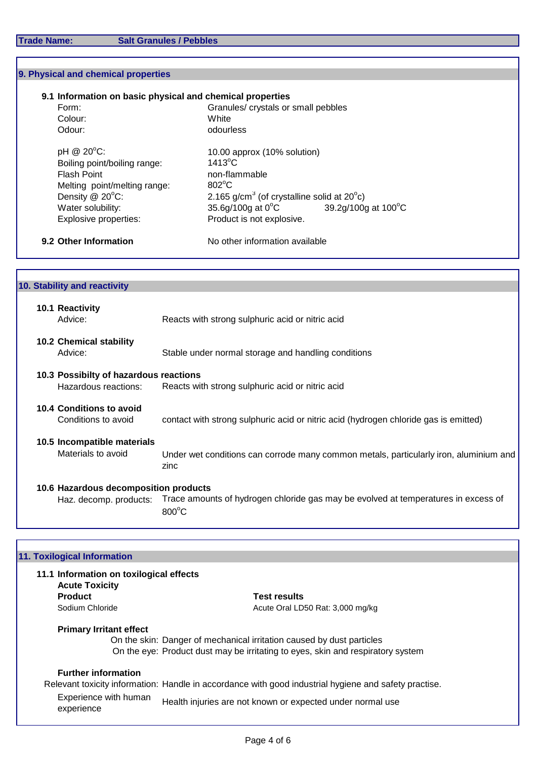**Trade Name:** **Salt Granules / Pebbles**

## 9. Physical and chemical properties

### 9.1 Information on basic physical and chemical properties

| | |
|---|---|
| Form: | Granules/ crystals or small pebbles |
| Colour: | White |
| Odour: | odourless |
| pH @ 20°C: | 10.00 approx (10% solution) |
| Boiling point/boiling range: | 1413°C |
| Flash Point | non-flammable |
| Melting point/melting range: | 802°C |
| Density @ 20°C: | 2.165 g/cm$^3$ (of crystalline solid at 20°c) |
| Water solubility: | 35.6g/100g at 0°C 39.2g/100g at 100°C |
| Explosive properties: | Product is not explosive. |

### 9.2 Other Information

No other information available

## 10. Stability and reactivity

### 10.1 Reactivity

Advice: Reacts with strong sulphuric acid or nitric acid

### 10.2 Chemical stability

Advice: Stable under normal storage and handling conditions

### 10.3 Possibilty of hazardous reactions

Hazardous reactions: Reacts with strong sulphuric acid or nitric acid

### 10.4 Conditions to avoid

Conditions to avoid: contact with strong sulphuric acid or nitric acid (hydrogen chloride gas is emitted)

### 10.5 Incompatible materials

Materials to avoid: Under wet conditions can corrode many common metals, particularly iron, aluminium and zinc

### 10.6 Hazardous decomposition products

Haz. decomp. products: Trace amounts of hydrogen chloride gas may be evolved at temperatures in excess of 800°C

## 11. Toxilogical Information

### 11.1 Information on toxilogical effects

**Acute Toxicity**

| **Product** | **Test results** |
|---|---|
| Sodium Chloride | Acute Oral LD50 Rat: 3,000 mg/kg |

**Primary Irritant effect**

On the skin: Danger of mechanical irritation caused by dust particles

On the eye: Product dust may be irritating to eyes, skin and respiratory system

**Further information**

Relevant toxicity information: Handle in accordance with good industrial hygiene and safety practise.

Experience with human experience: Health injuries are not known or expected under normal use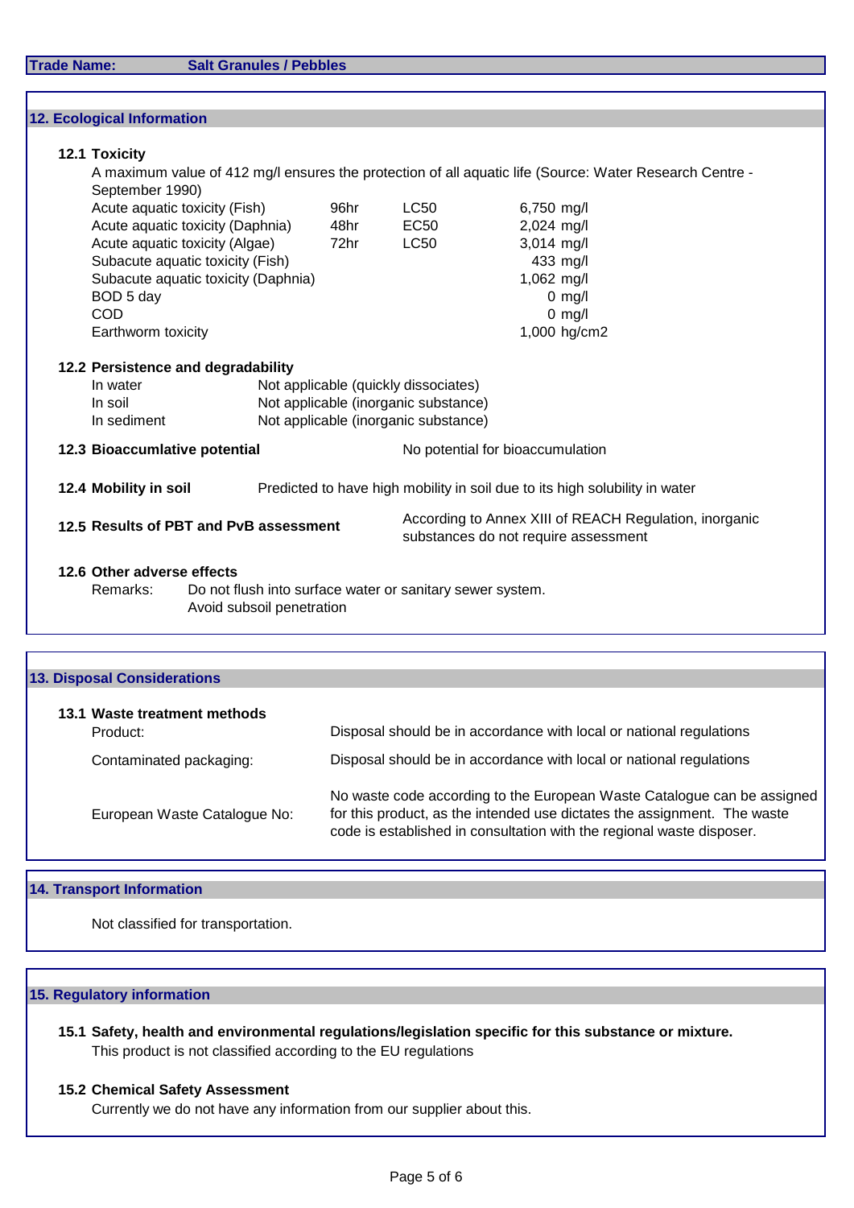**Trade Name:** Salt Granules / Pebbles

## 12. Ecological Information

### 12.1 Toxicity

A maximum value of 412 mg/l ensures the protection of all aquatic life (Source: Water Research Centre - September 1990)

| | | | |
|---|---|---|---|
| Acute aquatic toxicity (Fish) | 96hr | LC50 | 6,750 mg/l |
| Acute aquatic toxicity (Daphnia) | 48hr | EC50 | 2,024 mg/l |
| Acute aquatic toxicity (Algae) | 72hr | LC50 | 3,014 mg/l |
| Subacute aquatic toxicity (Fish) | | | 433 mg/l |
| Subacute aquatic toxicity (Daphnia) | | | 1,062 mg/l |
| BOD 5 day | | | 0 mg/l |
| COD | | | 0 mg/l |
| Earthworm toxicity | | | 1,000 hg/cm2 |

### 12.2 Persistence and degradability

| | |
|---|---|
| In water | Not applicable (quickly dissociates) |
| In soil | Not applicable (inorganic substance) |
| In sediment | Not applicable (inorganic substance) |

**12.3 Bioaccumlative potential** No potential for bioaccumulation

**12.4 Mobility in soil** Predicted to have high mobility in soil due to its high solubility in water

**12.5 Results of PBT and PvB assessment** According to Annex XIII of REACH Regulation, inorganic substances do not require assessment

### 12.6 Other adverse effects

Remarks: Do not flush into surface water or sanitary sewer system.
Avoid subsoil penetration

## 13. Disposal Considerations

### 13.1 Waste treatment methods

| | |
|---|---|
| Product: | Disposal should be in accordance with local or national regulations |
| Contaminated packaging: | Disposal should be in accordance with local or national regulations |
| European Waste Catalogue No: | No waste code according to the European Waste Catalogue can be assigned for this product, as the intended use dictates the assignment. The waste code is established in consultation with the regional waste disposer. |

## 14. Transport Information

Not classified for transportation.

## 15. Regulatory information

**15.1 Safety, health and environmental regulations/legislation specific for this substance or mixture.**
This product is not classified according to the EU regulations

**15.2 Chemical Safety Assessment**
Currently we do not have any information from our supplier about this.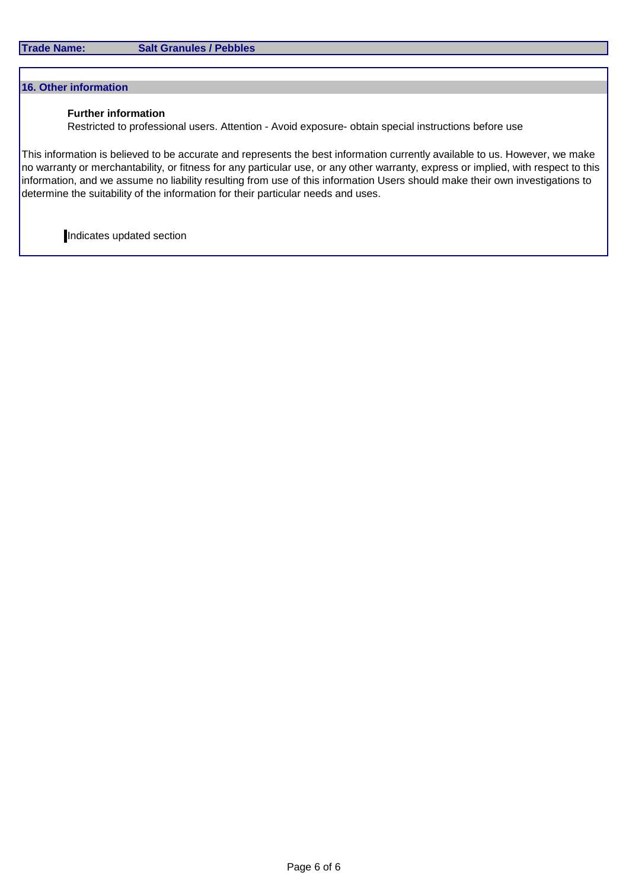**Trade Name:** **Salt Granules / Pebbles**

## 16. Other information

**Further information**

Restricted to professional users. Attention - Avoid exposure- obtain special instructions before use

This information is believed to be accurate and represents the best information currently available to us. However, we make no warranty or merchantability, or fitness for any particular use, or any other warranty, express or implied, with respect to this information, and we assume no liability resulting from use of this information Users should make their own investigations to determine the suitability of the information for their particular needs and uses.

Indicates updated section